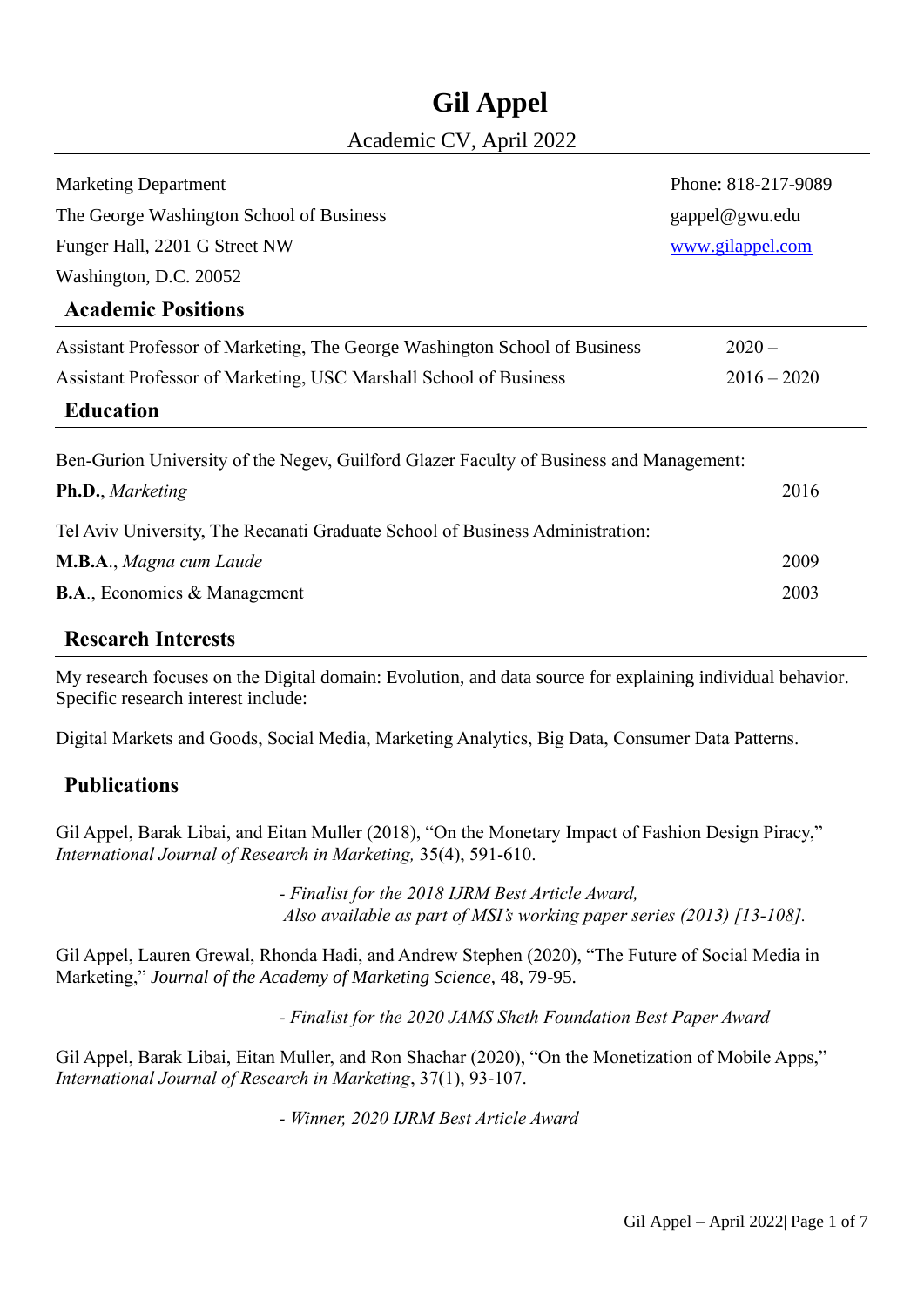# Gil Appel

Academic CV, April 2022

Marketing Department
The George Washington School of Business
Funger Hall, 2201 G Street NW
Washington, D.C. 20052

Phone: 818-217-9089
gappel@gwu.edu
[www.gilappel.com](http://www.gilappel.com)

## Academic Positions

Assistant Professor of Marketing, The George Washington School of Business — 2020 –

Assistant Professor of Marketing, USC Marshall School of Business — 2016 – 2020

## Education

Ben-Gurion University of the Negev, Guilford Glazer Faculty of Business and Management:

**Ph.D.**, *Marketing* — 2016

Tel Aviv University, The Recanati Graduate School of Business Administration:

**M.B.A.**, *Magna cum Laude* — 2009

**B.A.**, Economics & Management — 2003

## Research Interests

My research focuses on the Digital domain: Evolution, and data source for explaining individual behavior. Specific research interest include:

Digital Markets and Goods, Social Media, Marketing Analytics, Big Data, Consumer Data Patterns.

## Publications

Gil Appel, Barak Libai, and Eitan Muller (2018), "On the Monetary Impact of Fashion Design Piracy," *International Journal of Research in Marketing,* 35(4), 591-610.

*- Finalist for the 2018 IJRM Best Article Award,*
*Also available as part of MSI's working paper series (2013) [13-108].*

Gil Appel, Lauren Grewal, Rhonda Hadi, and Andrew Stephen (2020), "The Future of Social Media in Marketing," *Journal of the Academy of Marketing Science*, 48, 79-95.

*- Finalist for the 2020 JAMS Sheth Foundation Best Paper Award*

Gil Appel, Barak Libai, Eitan Muller, and Ron Shachar (2020), "On the Monetization of Mobile Apps," *International Journal of Research in Marketing*, 37(1), 93-107.

*- Winner, 2020 IJRM Best Article Award*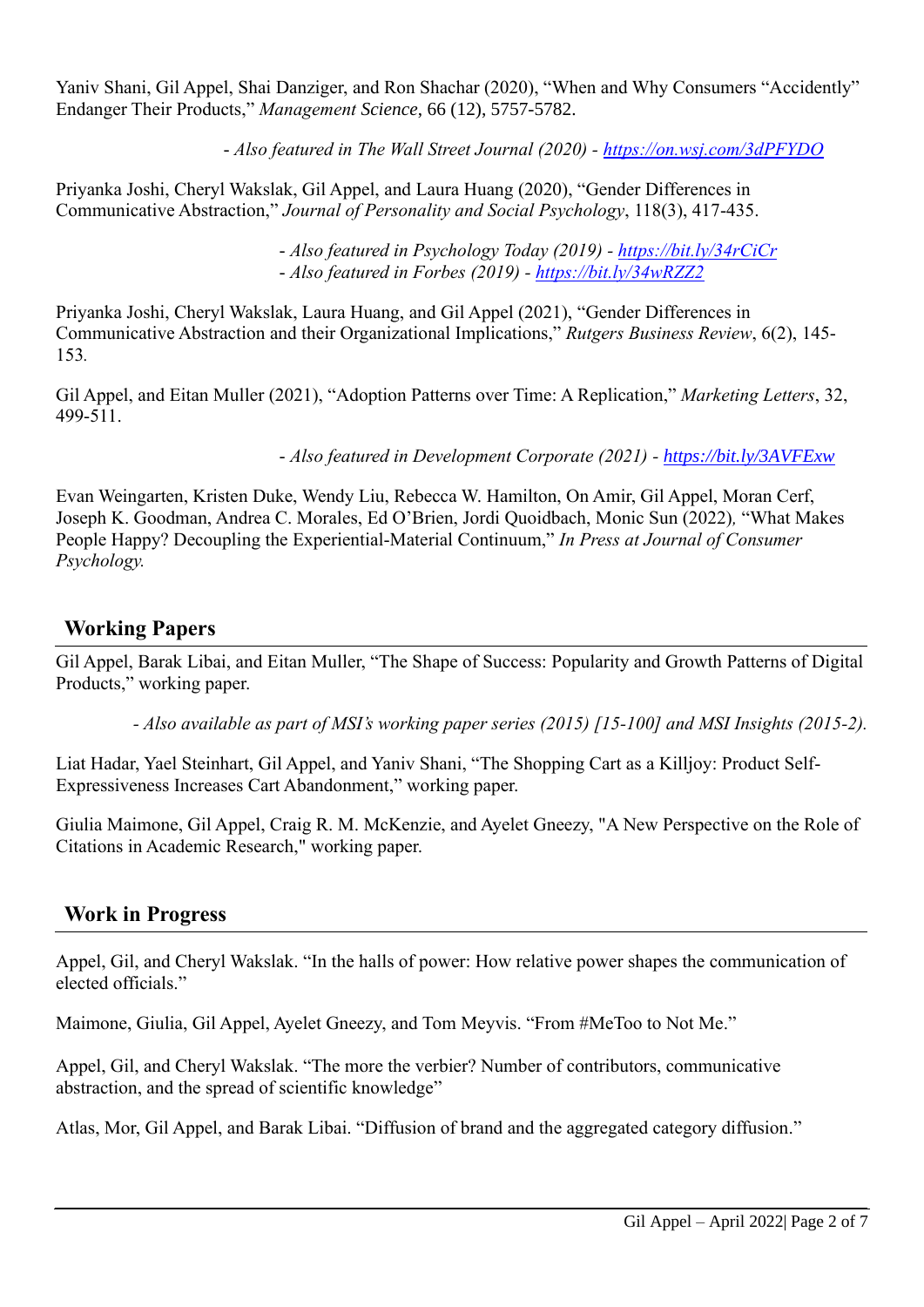Yaniv Shani, Gil Appel, Shai Danziger, and Ron Shachar (2020), "When and Why Consumers "Accidently" Endanger Their Products," *Management Science*, 66 (12), 5757-5782.

*- Also featured in The Wall Street Journal (2020) - https://on.wsj.com/3dPFYDO*

Priyanka Joshi, Cheryl Wakslak, Gil Appel, and Laura Huang (2020), "Gender Differences in Communicative Abstraction," *Journal of Personality and Social Psychology*, 118(3), 417-435.

*- Also featured in Psychology Today (2019) - https://bit.ly/34rCiCr*
*- Also featured in Forbes (2019) - https://bit.ly/34wRZZ2*

Priyanka Joshi, Cheryl Wakslak, Laura Huang, and Gil Appel (2021), "Gender Differences in Communicative Abstraction and their Organizational Implications," *Rutgers Business Review*, 6(2), 145-153.

Gil Appel, and Eitan Muller (2021), "Adoption Patterns over Time: A Replication," *Marketing Letters*, 32, 499-511.

*- Also featured in Development Corporate (2021) - https://bit.ly/3AVFExw*

Evan Weingarten, Kristen Duke, Wendy Liu, Rebecca W. Hamilton, On Amir, Gil Appel, Moran Cerf, Joseph K. Goodman, Andrea C. Morales, Ed O'Brien, Jordi Quoidbach, Monic Sun (2022), "What Makes People Happy? Decoupling the Experiential-Material Continuum," *In Press at Journal of Consumer Psychology.*

## Working Papers

Gil Appel, Barak Libai, and Eitan Muller, "The Shape of Success: Popularity and Growth Patterns of Digital Products," working paper.

*- Also available as part of MSI's working paper series (2015) [15-100] and MSI Insights (2015-2).*

Liat Hadar, Yael Steinhart, Gil Appel, and Yaniv Shani, "The Shopping Cart as a Killjoy: Product Self-Expressiveness Increases Cart Abandonment," working paper.

Giulia Maimone, Gil Appel, Craig R. M. McKenzie, and Ayelet Gneezy, "A New Perspective on the Role of Citations in Academic Research," working paper.

## Work in Progress

Appel, Gil, and Cheryl Wakslak. "In the halls of power: How relative power shapes the communication of elected officials."

Maimone, Giulia, Gil Appel, Ayelet Gneezy, and Tom Meyvis. "From #MeToo to Not Me."

Appel, Gil, and Cheryl Wakslak. "The more the verbier? Number of contributors, communicative abstraction, and the spread of scientific knowledge"

Atlas, Mor, Gil Appel, and Barak Libai. "Diffusion of brand and the aggregated category diffusion."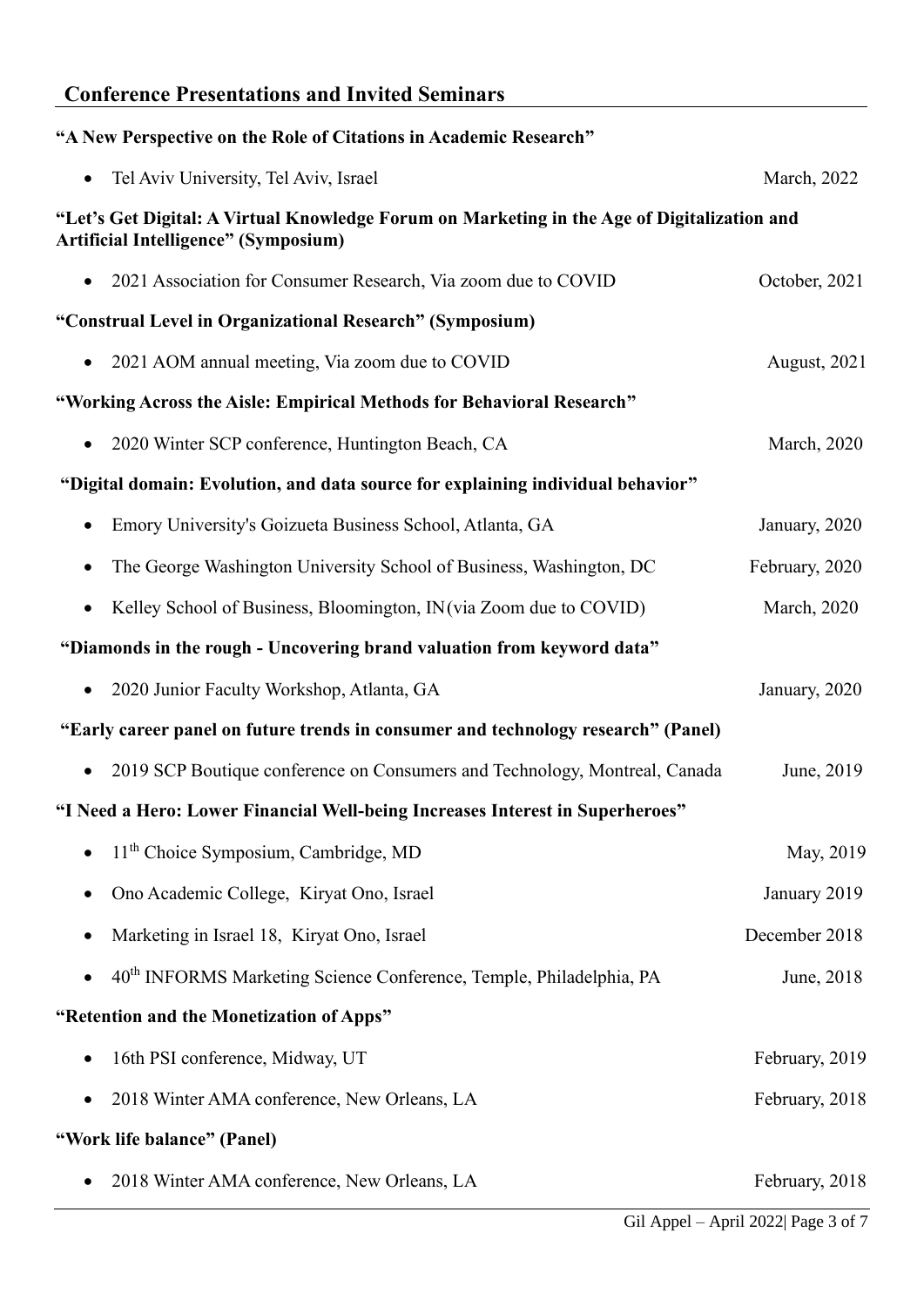## Conference Presentations and Invited Seminars

**"A New Perspective on the Role of Citations in Academic Research"**

- Tel Aviv University, Tel Aviv, Israel — March, 2022

**"Let's Get Digital: A Virtual Knowledge Forum on Marketing in the Age of Digitalization and Artificial Intelligence" (Symposium)**

- 2021 Association for Consumer Research, Via zoom due to COVID — October, 2021

**"Construal Level in Organizational Research" (Symposium)**

- 2021 AOM annual meeting, Via zoom due to COVID — August, 2021

**"Working Across the Aisle: Empirical Methods for Behavioral Research"**

- 2020 Winter SCP conference, Huntington Beach, CA — March, 2020

**"Digital domain: Evolution, and data source for explaining individual behavior"**

- Emory University's Goizueta Business School, Atlanta, GA — January, 2020
- The George Washington University School of Business, Washington, DC — February, 2020
- Kelley School of Business, Bloomington, IN(via Zoom due to COVID) — March, 2020

**"Diamonds in the rough - Uncovering brand valuation from keyword data"**

- 2020 Junior Faculty Workshop, Atlanta, GA — January, 2020

**"Early career panel on future trends in consumer and technology research" (Panel)**

- 2019 SCP Boutique conference on Consumers and Technology, Montreal, Canada — June, 2019

**"I Need a Hero: Lower Financial Well-being Increases Interest in Superheroes"**

- 11th Choice Symposium, Cambridge, MD — May, 2019
- Ono Academic College, Kiryat Ono, Israel — January 2019
- Marketing in Israel 18, Kiryat Ono, Israel — December 2018
- 40th INFORMS Marketing Science Conference, Temple, Philadelphia, PA — June, 2018

**"Retention and the Monetization of Apps"**

- 16th PSI conference, Midway, UT — February, 2019
- 2018 Winter AMA conference, New Orleans, LA — February, 2018

**"Work life balance" (Panel)**

- 2018 Winter AMA conference, New Orleans, LA — February, 2018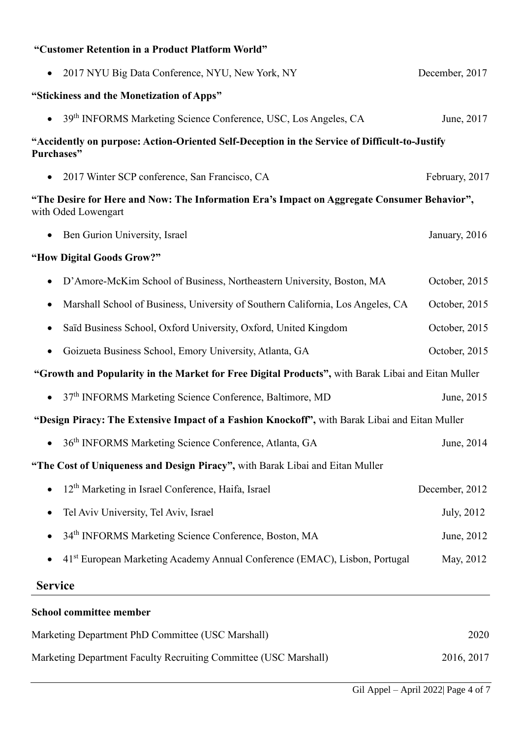**"Customer Retention in a Product Platform World"**

- 2017 NYU Big Data Conference, NYU, New York, NY — December, 2017

**"Stickiness and the Monetization of Apps"**

- 39th INFORMS Marketing Science Conference, USC, Los Angeles, CA — June, 2017

**"Accidently on purpose: Action-Oriented Self-Deception in the Service of Difficult-to-Justify Purchases"**

- 2017 Winter SCP conference, San Francisco, CA — February, 2017

**"The Desire for Here and Now: The Information Era's Impact on Aggregate Consumer Behavior",** with Oded Lowengart

- Ben Gurion University, Israel — January, 2016

**"How Digital Goods Grow?"**

- D'Amore-McKim School of Business, Northeastern University, Boston, MA — October, 2015
- Marshall School of Business, University of Southern California, Los Angeles, CA — October, 2015
- Saïd Business School, Oxford University, Oxford, United Kingdom — October, 2015
- Goizueta Business School, Emory University, Atlanta, GA — October, 2015

**"Growth and Popularity in the Market for Free Digital Products",** with Barak Libai and Eitan Muller

- 37th INFORMS Marketing Science Conference, Baltimore, MD — June, 2015

**"Design Piracy: The Extensive Impact of a Fashion Knockoff",** with Barak Libai and Eitan Muller

- 36th INFORMS Marketing Science Conference, Atlanta, GA — June, 2014

**"The Cost of Uniqueness and Design Piracy",** with Barak Libai and Eitan Muller

- 12th Marketing in Israel Conference, Haifa, Israel — December, 2012
- Tel Aviv University, Tel Aviv, Israel — July, 2012
- 34th INFORMS Marketing Science Conference, Boston, MA — June, 2012
- 41st European Marketing Academy Annual Conference (EMAC), Lisbon, Portugal — May, 2012

## Service

**School committee member**

Marketing Department PhD Committee (USC Marshall) — 2020

Marketing Department Faculty Recruiting Committee (USC Marshall) — 2016, 2017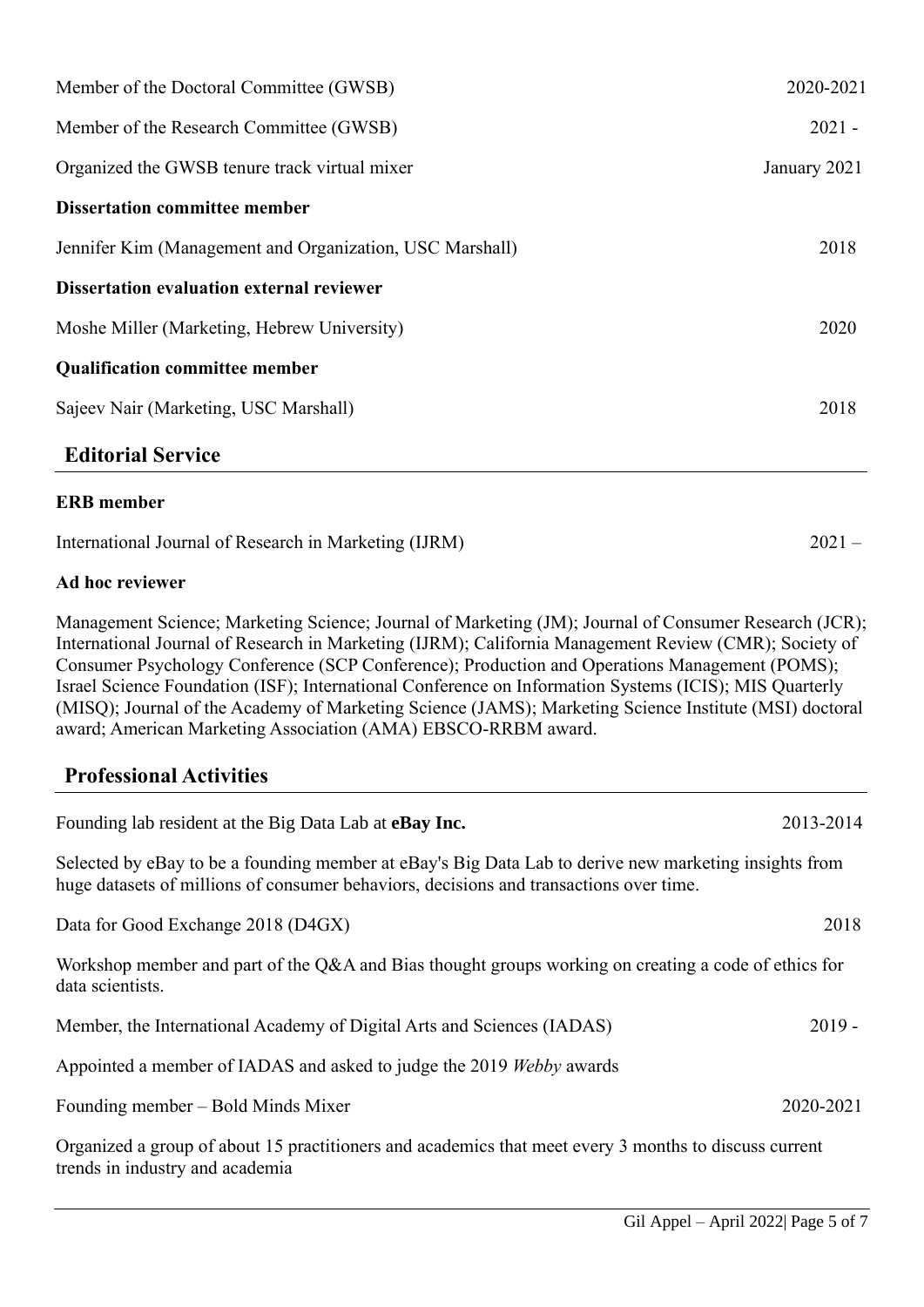Member of the Doctoral Committee (GWSB) 2020-2021

Member of the Research Committee (GWSB) 2021 -

Organized the GWSB tenure track virtual mixer January 2021

**Dissertation committee member**

Jennifer Kim (Management and Organization, USC Marshall) 2018

**Dissertation evaluation external reviewer**

Moshe Miller (Marketing, Hebrew University) 2020

**Qualification committee member**

Sajeev Nair (Marketing, USC Marshall) 2018

## Editorial Service

**ERB member**

International Journal of Research in Marketing (IJRM) 2021 –

**Ad hoc reviewer**

Management Science; Marketing Science; Journal of Marketing (JM); Journal of Consumer Research (JCR); International Journal of Research in Marketing (IJRM); California Management Review (CMR); Society of Consumer Psychology Conference (SCP Conference); Production and Operations Management (POMS); Israel Science Foundation (ISF); International Conference on Information Systems (ICIS); MIS Quarterly (MISQ); Journal of the Academy of Marketing Science (JAMS); Marketing Science Institute (MSI) doctoral award; American Marketing Association (AMA) EBSCO-RRBM award.

## Professional Activities

Founding lab resident at the Big Data Lab at **eBay Inc.** 2013-2014

Selected by eBay to be a founding member at eBay's Big Data Lab to derive new marketing insights from huge datasets of millions of consumer behaviors, decisions and transactions over time.

Data for Good Exchange 2018 (D4GX) 2018

Workshop member and part of the Q&A and Bias thought groups working on creating a code of ethics for data scientists.

Member, the International Academy of Digital Arts and Sciences (IADAS) 2019 -

Appointed a member of IADAS and asked to judge the 2019 *Webby* awards

Founding member – Bold Minds Mixer 2020-2021

Organized a group of about 15 practitioners and academics that meet every 3 months to discuss current trends in industry and academia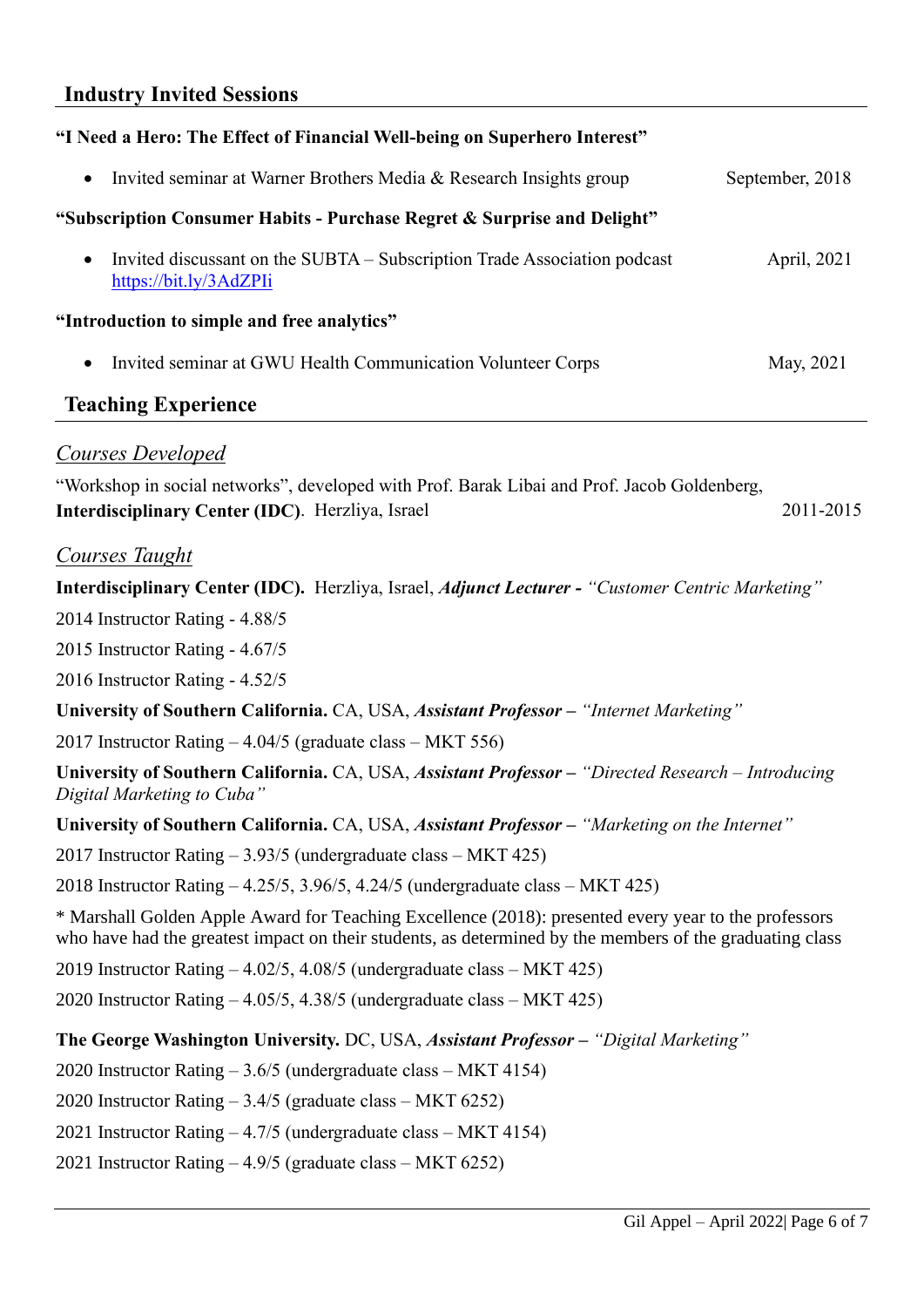## Industry Invited Sessions

**"I Need a Hero: The Effect of Financial Well-being on Superhero Interest"**

- Invited seminar at Warner Brothers Media & Research Insights group — September, 2018

**"Subscription Consumer Habits - Purchase Regret & Surprise and Delight"**

- Invited discussant on the SUBTA – Subscription Trade Association podcast — April, 2021
  https://bit.ly/3AdZPIi

**"Introduction to simple and free analytics"**

- Invited seminar at GWU Health Communication Volunteer Corps — May, 2021

## Teaching Experience

### *Courses Developed*

"Workshop in social networks", developed with Prof. Barak Libai and Prof. Jacob Goldenberg, **Interdisciplinary Center (IDC)**. Herzliya, Israel — 2011-2015

### *Courses Taught*

**Interdisciplinary Center (IDC).** Herzliya, Israel, ***Adjunct Lecturer -*** *"Customer Centric Marketing"*

2014 Instructor Rating - 4.88/5

2015 Instructor Rating - 4.67/5

2016 Instructor Rating - 4.52/5

**University of Southern California.** CA, USA, ***Assistant Professor –*** *"Internet Marketing"*

2017 Instructor Rating – 4.04/5 (graduate class – MKT 556)

**University of Southern California.** CA, USA, ***Assistant Professor –*** *"Directed Research – Introducing Digital Marketing to Cuba"*

**University of Southern California.** CA, USA, ***Assistant Professor –*** *"Marketing on the Internet"*

2017 Instructor Rating – 3.93/5 (undergraduate class – MKT 425)

2018 Instructor Rating – 4.25/5, 3.96/5, 4.24/5 (undergraduate class – MKT 425)

* Marshall Golden Apple Award for Teaching Excellence (2018): presented every year to the professors who have had the greatest impact on their students, as determined by the members of the graduating class

2019 Instructor Rating – 4.02/5, 4.08/5 (undergraduate class – MKT 425)

2020 Instructor Rating – 4.05/5, 4.38/5 (undergraduate class – MKT 425)

**The George Washington University.** DC, USA, ***Assistant Professor –*** *"Digital Marketing"*

2020 Instructor Rating – 3.6/5 (undergraduate class – MKT 4154)

2020 Instructor Rating – 3.4/5 (graduate class – MKT 6252)

2021 Instructor Rating – 4.7/5 (undergraduate class – MKT 4154)

2021 Instructor Rating – 4.9/5 (graduate class – MKT 6252)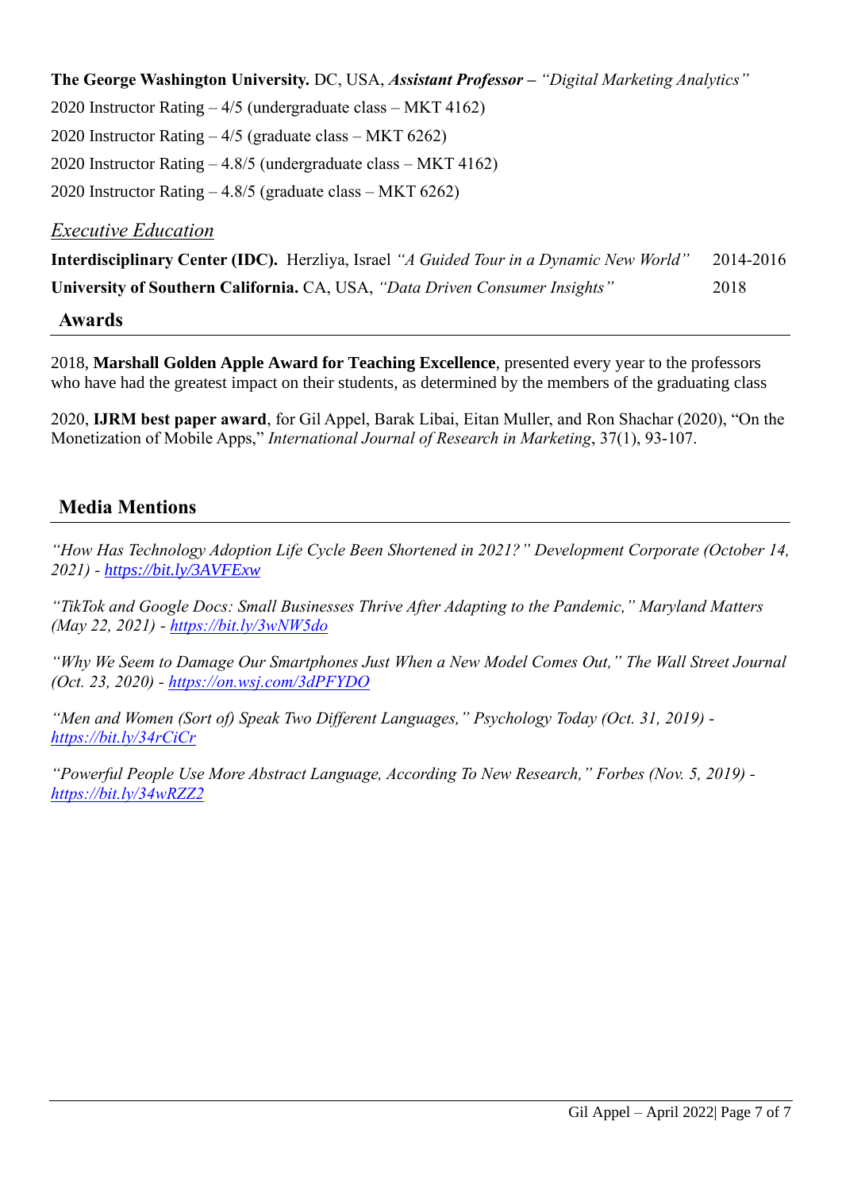**The George Washington University.** DC, USA, ***Assistant Professor*** **–** *"Digital Marketing Analytics"*

2020 Instructor Rating – 4/5 (undergraduate class – MKT 4162)

2020 Instructor Rating – 4/5 (graduate class – MKT 6262)

2020 Instructor Rating – 4.8/5 (undergraduate class – MKT 4162)

2020 Instructor Rating – 4.8/5 (graduate class – MKT 6262)

### *Executive Education*

**Interdisciplinary Center (IDC).** Herzliya, Israel *"A Guided Tour in a Dynamic New World"* 2014-2016

**University of Southern California.** CA, USA, *"Data Driven Consumer Insights"* 2018

## Awards

2018, **Marshall Golden Apple Award for Teaching Excellence**, presented every year to the professors who have had the greatest impact on their students, as determined by the members of the graduating class

2020, **IJRM best paper award**, for Gil Appel, Barak Libai, Eitan Muller, and Ron Shachar (2020), "On the Monetization of Mobile Apps," *International Journal of Research in Marketing*, 37(1), 93-107.

## Media Mentions

*"How Has Technology Adoption Life Cycle Been Shortened in 2021?" Development Corporate (October 14, 2021) - https://bit.ly/3AVFExw*

*"TikTok and Google Docs: Small Businesses Thrive After Adapting to the Pandemic," Maryland Matters (May 22, 2021) - https://bit.ly/3wNW5do*

*"Why We Seem to Damage Our Smartphones Just When a New Model Comes Out," The Wall Street Journal (Oct. 23, 2020) - https://on.wsj.com/3dPFYDO*

*"Men and Women (Sort of) Speak Two Different Languages," Psychology Today (Oct. 31, 2019) - https://bit.ly/34rCiCr*

*"Powerful People Use More Abstract Language, According To New Research," Forbes (Nov. 5, 2019) - https://bit.ly/34wRZZ2*